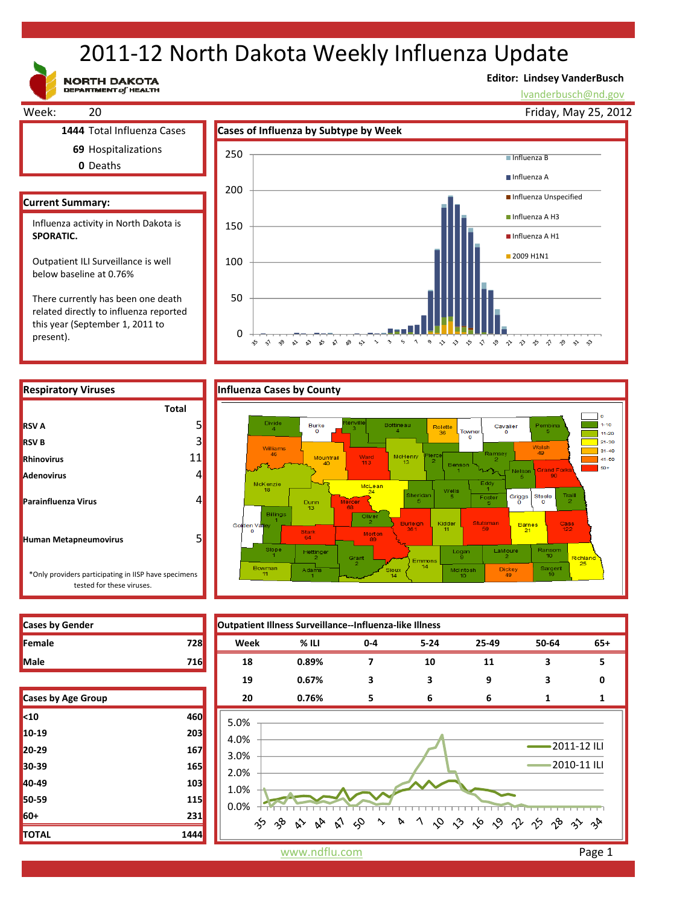# 2011-12 North Dakota Weekly Influenza Update

NORTH DAKOTA DEPARTMENT of HEALTH

**Editor: Lindsey VanderBusch**
lvanderbusch@nd.gov

Week: 20 | Friday, May 25, 2012

**1444** Total Influenza Cases
**69** Hospitalizations
**0** Deaths

## Current Summary:

Influenza activity in North Dakota is **SPORATIC.**

Outpatient ILI Surveillance is well below baseline at 0.76%

There currently has been one death related directly to influenza reported this year (September 1, 2011 to present).

## Cases of Influenza by Subtype by Week

Legend: Influenza B, Influenza A, Influenza Unspecified, Influenza A H3, Influenza A H1, 2009 H1N1

## Respiratory Viruses

| | Total |
|---|---|
| RSV A | 5 |
| RSV B | 3 |
| Rhinovirus | 11 |
| Adenovirus | 4 |
| Parainfluenza Virus | 4 |
| Human Metapneumovirus | 5 |

*Only providers participating in IISP have specimens tested for these viruses.

## Influenza Cases by County

Legend: 0, 1-10, 11-20, 21-30, 31-40, 41-50, 50+

Divide 4, Burke 0, Renville 3, Bottineau 4, Rolette 36, Towner 0, Cavalier 0, Pembina 5, Williams 46, Mountrail 40, Ward 113, McHenry 13, Pierce 2, Benson 1, Ramsey 2, Walsh 49, Nelson 5, Grand Forks 90, McKenzie 18, McLean 24, Sheridan 5, Wells 5, Eddy 1, Foster 5, Griggs 0, Steele 0, Traill 2, Dunn 13, Mercer 68, Billings 1, Oliver 2, Burleigh 361, Kidder 11, Stutsman 59, Barnes 21, Cass 122, Golden Valley 0, Stark 64, Morton 89, Slope 1, Hettinger 2, Grant 2, Emmons 14, Logan 9, LaMoure 2, Ransom 10, Richland 25, Bowman 11, Adams 1, Sioux 14, McIntosh 10, Dickey 49, Sargent 10

## Cases by Gender

| | |
|---|---|
| Female | 728 |
| Male | 716 |

## Cases by Age Group

| | |
|---|---|
| <10 | 460 |
| 10-19 | 203 |
| 20-29 | 167 |
| 30-39 | 165 |
| 40-49 | 103 |
| 50-59 | 115 |
| 60+ | 231 |
| TOTAL | 1444 |

## Outpatient Illness Surveillance--Influenza-like Illness

| Week | % ILI | 0-4 | 5-24 | 25-49 | 50-64 | 65+ |
|---|---|---|---|---|---|---|
| 18 | 0.89% | 7 | 10 | 11 | 3 | 5 |
| 19 | 0.67% | 3 | 3 | 9 | 3 | 0 |
| 20 | 0.76% | 5 | 6 | 6 | 1 | 1 |

Legend: 2011-12 ILI, 2010-11 ILI

www.ndflu.com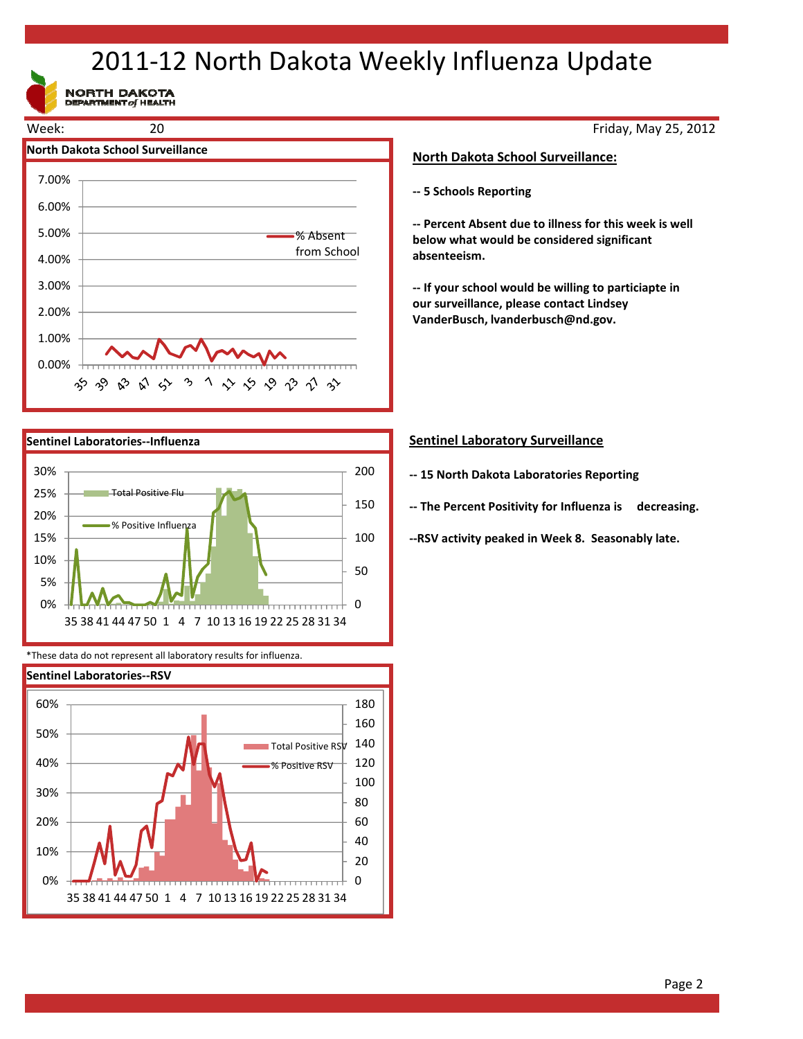# 2011-12 North Dakota Weekly Influenza Update

NORTH DAKOTA DEPARTMENT of HEALTH

Week: 20 Friday, May 25, 2012

**North Dakota School Surveillance**

**North Dakota School Surveillance:**

**-- 5 Schools Reporting**

**-- Percent Absent due to illness for this week is well below what would be considered significant absenteeism.**

**-- If your school would be willing to particiapte in our surveillance, please contact Lindsey VanderBusch, lvanderbusch@nd.gov.**

**Sentinel Laboratories--Influenza**

**Sentinel Laboratory Surveillance**

**-- 15 North Dakota Laboratories Reporting**

**-- The Percent Positivity for Influenza is decreasing.**

**--RSV activity peaked in Week 8. Seasonably late.**

*These data do not represent all laboratory results for influenza.

**Sentinel Laboratories--RSV**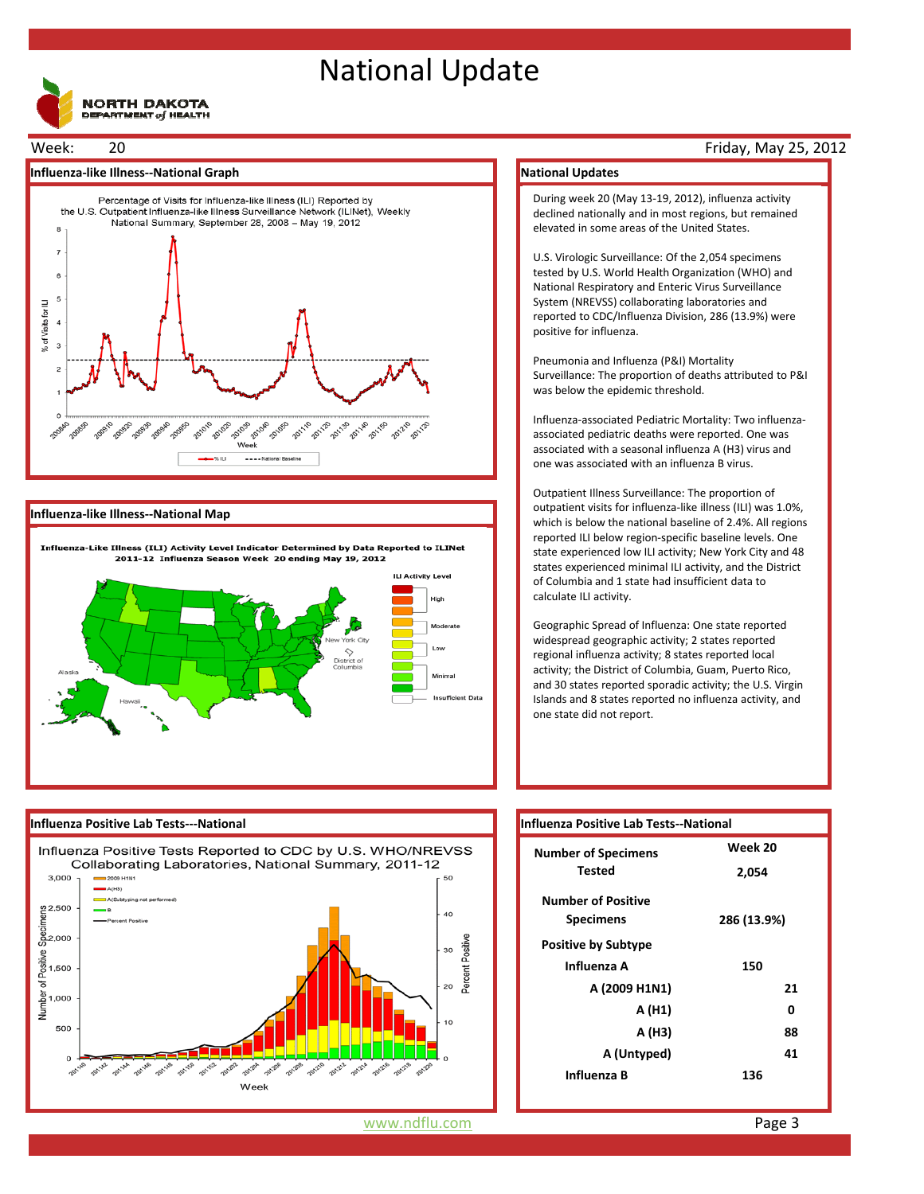# National Update

NORTH DAKOTA DEPARTMENT of HEALTH

Week: 20

Friday, May 25, 2012

## Influenza-like Illness--National Graph

Percentage of Visits for Influenza-like Illness (ILI) Reported by the U.S. Outpatient Influenza-like Illness Surveillance Network (ILINet), Weekly National Summary, September 28, 2008 – May 19, 2012

% of Visits for ILI

0
1
2
3
4
5
6
7
8

200840 200850 200910 200920 200930 200940 200950 201010 201020 201030 201040 201050 201110 201120 201130 201140 201150 201210 201120

Week

% ILI
National Baseline

## Influenza-like Illness--National Map

Influenza-Like Illness (ILI) Activity Level Indicator Determined by Data Reported to ILINet
2011-12 Influenza Season Week 20 ending May 19, 2012

ILI Activity Level
High
Moderate
Low
Minimal
Insufficient Data

New York City
District of Columbia
Alaska
Hawaii

## Influenza Positive Lab Tests---National

Influenza Positive Tests Reported to CDC by U.S. WHO/NREVSS Collaborating Laboratories, National Summary, 2011-12

2009 H1N1
A(H3)
A(Subtyping not performed)
B
Percent Positive

Number of Positive Specimens

0
500
1,000
1,500
2,000
2,500
3,000

Percent Positive

0
10
20
30
40
50

201140 201142 201144 201146 201148 201150 201152 201202 201204 201206 201208 201210 201212 201214 201216 201218 201220

Week

## National Updates

During week 20 (May 13-19, 2012), influenza activity declined nationally and in most regions, but remained elevated in some areas of the United States.

U.S. Virologic Surveillance: Of the 2,054 specimens tested by U.S. World Health Organization (WHO) and National Respiratory and Enteric Virus Surveillance System (NREVSS) collaborating laboratories and reported to CDC/Influenza Division, 286 (13.9%) were positive for influenza.

Pneumonia and Influenza (P&I) Mortality Surveillance: The proportion of deaths attributed to P&I was below the epidemic threshold.

Influenza-associated Pediatric Mortality: Two influenza-associated pediatric deaths were reported. One was associated with a seasonal influenza A (H3) virus and one was associated with an influenza B virus.

Outpatient Illness Surveillance: The proportion of outpatient visits for influenza-like illness (ILI) was 1.0%, which is below the national baseline of 2.4%. All regions reported ILI below region-specific baseline levels. One state experienced low ILI activity; New York City and 48 states experienced minimal ILI activity, and the District of Columbia and 1 state had insufficient data to calculate ILI activity.

Geographic Spread of Influenza: One state reported widespread geographic activity; 2 states reported regional influenza activity; 8 states reported local activity; the District of Columbia, Guam, Puerto Rico, and 30 states reported sporadic activity; the U.S. Virgin Islands and 8 states reported no influenza activity, and one state did not report.

## Influenza Positive Lab Tests--National

| | Week 20 |
|---|---|
| **Number of Specimens Tested** | **2,054** |
| **Number of Positive Specimens** | **286 (13.9%)** |
| **Positive by Subtype** | |
| **Influenza A** | **150** |
| **A (2009 H1N1)** | **21** |
| **A (H1)** | **0** |
| **A (H3)** | **88** |
| **A (Untyped)** | **41** |
| **Influenza B** | **136** |

www.ndflu.com